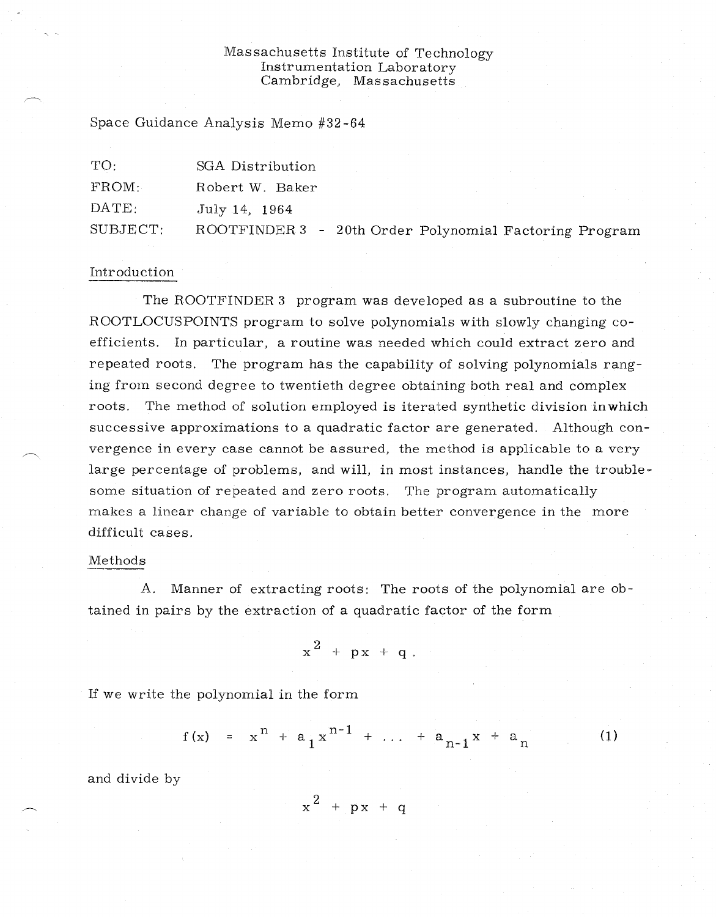Massachusetts Institute of Technology
Instrumentation Laboratory
Cambridge, Massachusetts

Space Guidance Analysis Memo #32-64

| | |
|---|---|
| TO: | SGA Distribution |
| FROM: | Robert W. Baker |
| DATE: | July 14, 1964 |
| SUBJECT: | ROOTFINDER 3 - 20th Order Polynomial Factoring Program |

## Introduction

The ROOTFINDER 3 program was developed as a subroutine to the ROOTLOCUSPOINTS program to solve polynomials with slowly changing coefficients. In particular, a routine was needed which could extract zero and repeated roots. The program has the capability of solving polynomials ranging from second degree to twentieth degree obtaining both real and complex roots. The method of solution employed is iterated synthetic division in which successive approximations to a quadratic factor are generated. Although convergence in every case cannot be assured, the method is applicable to a very large percentage of problems, and will, in most instances, handle the troublesome situation of repeated and zero roots. The program automatically makes a linear change of variable to obtain better convergence in the more difficult cases.

## Methods

A. Manner of extracting roots: The roots of the polynomial are obtained in pairs by the extraction of a quadratic factor of the form

$$x^2 + px + q .$$

If we write the polynomial in the form

$$f(x) = x^n + a_1 x^{n-1} + \ldots + a_{n-1} x + a_n \qquad (1)$$

and divide by

$$x^2 + px + q$$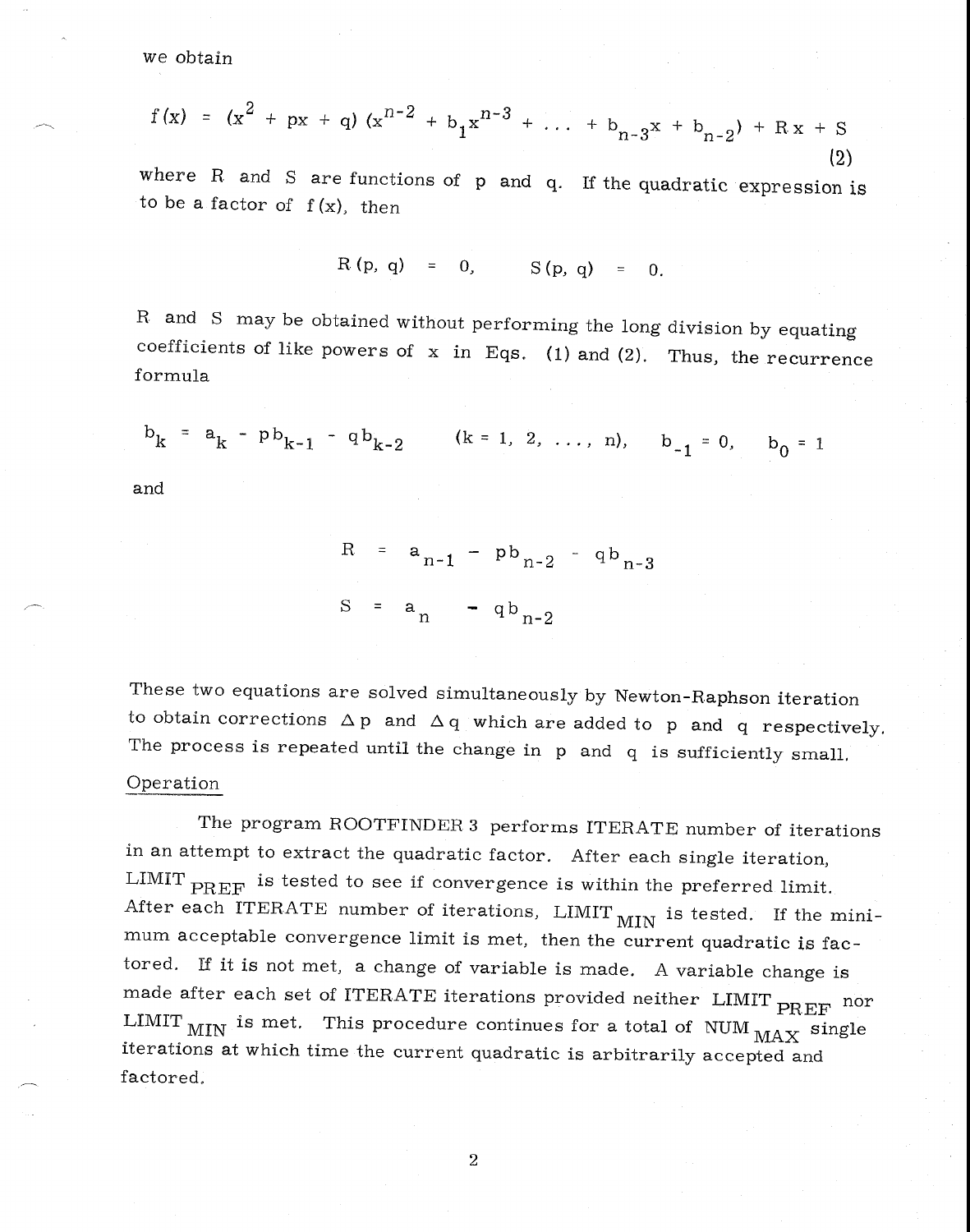we obtain

$$f(x) = (x^2 + px + q)(x^{n-2} + b_1 x^{n-3} + \ldots + b_{n-3}x + b_{n-2}) + Rx + S \tag{2}$$

where R and S are functions of p and q. If the quadratic expression is to be a factor of f(x), then

$$R(p, q) = 0, \qquad S(p, q) = 0.$$

R and S may be obtained without performing the long division by equating coefficients of like powers of x in Eqs. (1) and (2). Thus, the recurrence formula

$$b_k = a_k - pb_{k-1} - qb_{k-2} \qquad (k = 1, 2, \ldots, n), \qquad b_{-1} = 0, \qquad b_0 = 1$$

and

$$R = a_{n-1} - pb_{n-2} - qb_{n-3}$$

$$S = a_n - qb_{n-2}$$

These two equations are solved simultaneously by Newton-Raphson iteration to obtain corrections $\Delta p$ and $\Delta q$ which are added to p and q respectively. The process is repeated until the change in p and q is sufficiently small.

## Operation

The program ROOTFINDER 3 performs ITERATE number of iterations in an attempt to extract the quadratic factor. After each single iteration, $\text{LIMIT}_{\text{PREF}}$ is tested to see if convergence is within the preferred limit. After each ITERATE number of iterations, $\text{LIMIT}_{\text{MIN}}$ is tested. If the minimum acceptable convergence limit is met, then the current quadratic is factored. If it is not met, a change of variable is made. A variable change is made after each set of ITERATE iterations provided neither $\text{LIMIT}_{\text{PREF}}$ nor $\text{LIMIT}_{\text{MIN}}$ is met. This procedure continues for a total of $\text{NUM}_{\text{MAX}}$ single iterations at which time the current quadratic is arbitrarily accepted and factored.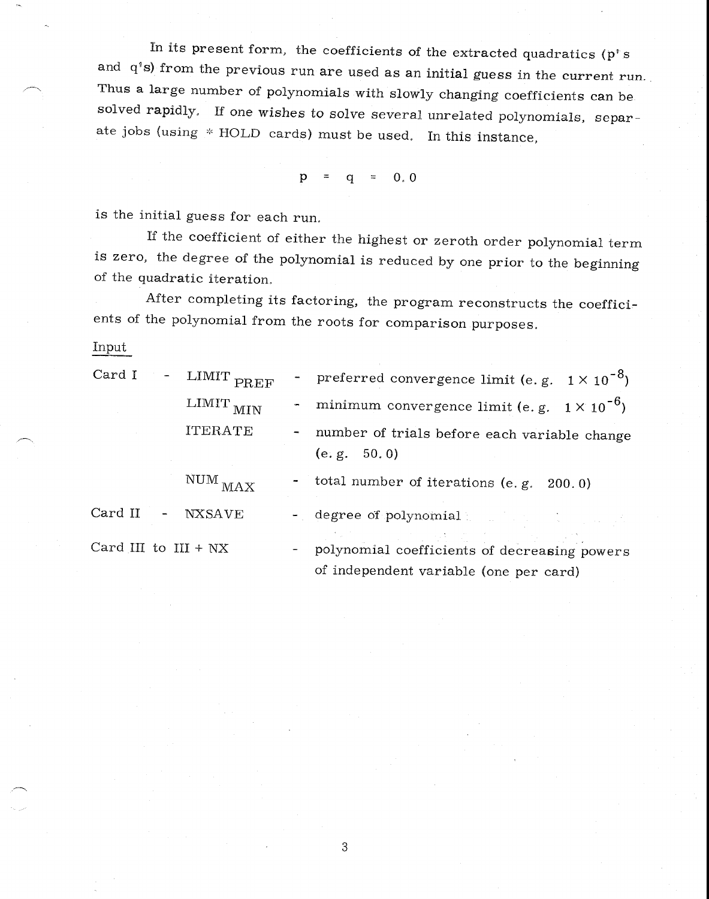In its present form, the coefficients of the extracted quadratics (p's and q's) from the previous run are used as an initial guess in the current run. Thus a large number of polynomials with slowly changing coefficients can be solved rapidly. If one wishes to solve several unrelated polynomials, separate jobs (using * HOLD cards) must be used. In this instance,

$$p = q = 0.0$$

is the initial guess for each run.

If the coefficient of either the highest or zeroth order polynomial term is zero, the degree of the polynomial is reduced by one prior to the beginning of the quadratic iteration.

After completing its factoring, the program reconstructs the coefficients of the polynomial from the roots for comparison purposes.

<u>Input</u>

| | | |
|---|---|---|
| Card I | $\text{LIMIT}_{\text{PREF}}$ | preferred convergence limit (e. g. $1 \times 10^{-8}$) |
| | $\text{LIMIT}_{\text{MIN}}$ | minimum convergence limit (e. g. $1 \times 10^{-6}$) |
| | ITERATE | number of trials before each variable change (e. g. 50. 0) |
| | $\text{NUM}_{\text{MAX}}$ | total number of iterations (e. g. 200. 0) |
| Card II | NXSAVE | degree of polynomial |
| Card III to III + NX | | polynomial coefficients of decreasing powers of independent variable (one per card) |